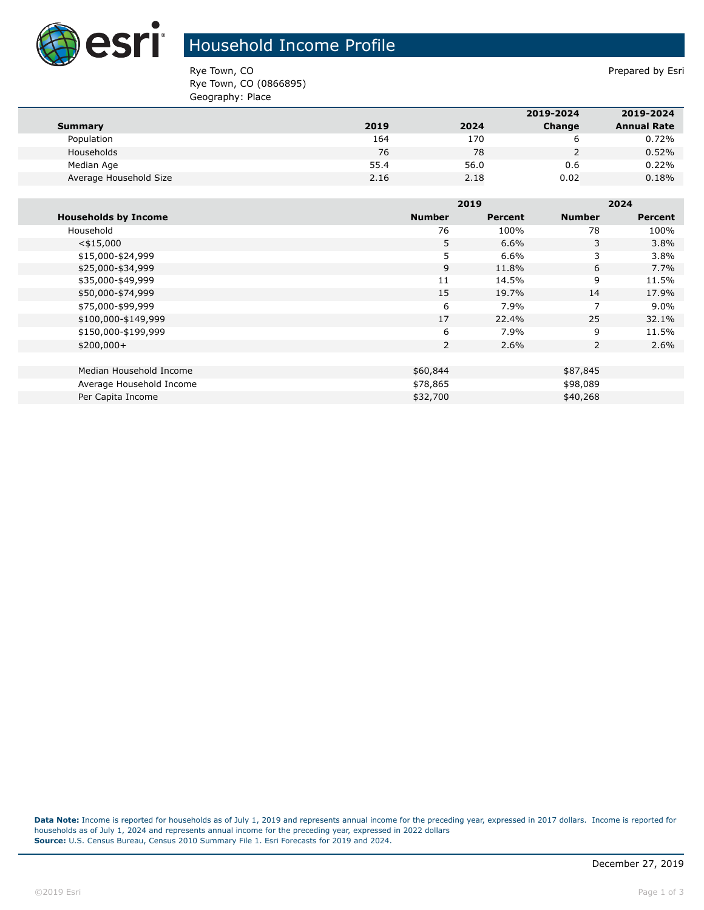# Household Income Profile

Rye Town, CO
Rye Town, CO (0866895)
Geography: Place

Prepared by Esri

| Summary | 2019 | 2024 | 2019-2024 Change | 2019-2024 Annual Rate |
|---|---|---|---|---|
| Population | 164 | 170 | 6 | 0.72% |
| Households | 76 | 78 | 2 | 0.52% |
| Median Age | 55.4 | 56.0 | 0.6 | 0.22% |
| Average Household Size | 2.16 | 2.18 | 0.02 | 0.18% |

| | 2019 | | 2024 | |
|---|---|---|---|---|
| Households by Income | Number | Percent | Number | Percent |
| Household | 76 | 100% | 78 | 100% |
| <$15,000 | 5 | 6.6% | 3 | 3.8% |
| $15,000-$24,999 | 5 | 6.6% | 3 | 3.8% |
| $25,000-$34,999 | 9 | 11.8% | 6 | 7.7% |
| $35,000-$49,999 | 11 | 14.5% | 9 | 11.5% |
| $50,000-$74,999 | 15 | 19.7% | 14 | 17.9% |
| $75,000-$99,999 | 6 | 7.9% | 7 | 9.0% |
| $100,000-$149,999 | 17 | 22.4% | 25 | 32.1% |
| $150,000-$199,999 | 6 | 7.9% | 9 | 11.5% |
| $200,000+ | 2 | 2.6% | 2 | 2.6% |
| | | | | |
| Median Household Income | $60,844 | | $87,845 | |
| Average Household Income | $78,865 | | $98,089 | |
| Per Capita Income | $32,700 | | $40,268 | |

**Data Note:** Income is reported for households as of July 1, 2019 and represents annual income for the preceding year, expressed in 2017 dollars. Income is reported for households as of July 1, 2024 and represents annual income for the preceding year, expressed in 2022 dollars
**Source:** U.S. Census Bureau, Census 2010 Summary File 1. Esri Forecasts for 2019 and 2024.

December 27, 2019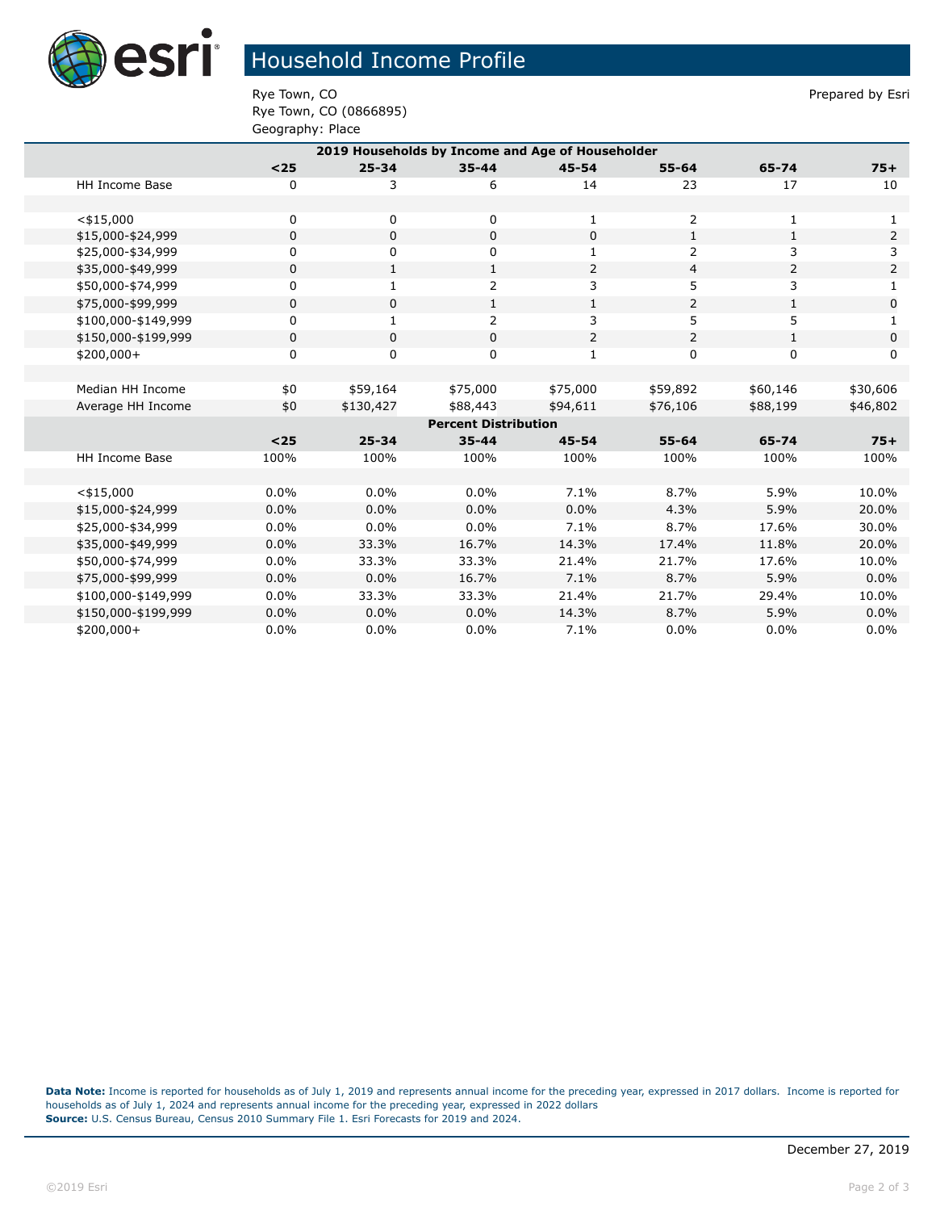# Household Income Profile

Rye Town, CO
Rye Town, CO (0866895)
Geography: Place

Prepared by Esri

| 2019 Households by Income and Age of Householder | | | | | | | |
|---|---|---|---|---|---|---|---|
| | **<25** | **25-34** | **35-44** | **45-54** | **55-64** | **65-74** | **75+** |
| HH Income Base | 0 | 3 | 6 | 14 | 23 | 17 | 10 |
| | | | | | | | |
| <$15,000 | 0 | 0 | 0 | 1 | 2 | 1 | 1 |
| $15,000-$24,999 | 0 | 0 | 0 | 0 | 1 | 1 | 2 |
| $25,000-$34,999 | 0 | 0 | 0 | 1 | 2 | 3 | 3 |
| $35,000-$49,999 | 0 | 1 | 1 | 2 | 4 | 2 | 2 |
| $50,000-$74,999 | 0 | 1 | 2 | 3 | 5 | 3 | 1 |
| $75,000-$99,999 | 0 | 0 | 1 | 1 | 2 | 1 | 0 |
| $100,000-$149,999 | 0 | 1 | 2 | 3 | 5 | 5 | 1 |
| $150,000-$199,999 | 0 | 0 | 0 | 2 | 2 | 1 | 0 |
| $200,000+ | 0 | 0 | 0 | 1 | 0 | 0 | 0 |
| | | | | | | | |
| Median HH Income | $0 | $59,164 | $75,000 | $75,000 | $59,892 | $60,146 | $30,606 |
| Average HH Income | $0 | $130,427 | $88,443 | $94,611 | $76,106 | $88,199 | $46,802 |
| **Percent Distribution** | | | | | | | |
| | **<25** | **25-34** | **35-44** | **45-54** | **55-64** | **65-74** | **75+** |
| HH Income Base | 100% | 100% | 100% | 100% | 100% | 100% | 100% |
| | | | | | | | |
| <$15,000 | 0.0% | 0.0% | 0.0% | 7.1% | 8.7% | 5.9% | 10.0% |
| $15,000-$24,999 | 0.0% | 0.0% | 0.0% | 0.0% | 4.3% | 5.9% | 20.0% |
| $25,000-$34,999 | 0.0% | 0.0% | 0.0% | 7.1% | 8.7% | 17.6% | 30.0% |
| $35,000-$49,999 | 0.0% | 33.3% | 16.7% | 14.3% | 17.4% | 11.8% | 20.0% |
| $50,000-$74,999 | 0.0% | 33.3% | 33.3% | 21.4% | 21.7% | 17.6% | 10.0% |
| $75,000-$99,999 | 0.0% | 0.0% | 16.7% | 7.1% | 8.7% | 5.9% | 0.0% |
| $100,000-$149,999 | 0.0% | 33.3% | 33.3% | 21.4% | 21.7% | 29.4% | 10.0% |
| $150,000-$199,999 | 0.0% | 0.0% | 0.0% | 14.3% | 8.7% | 5.9% | 0.0% |
| $200,000+ | 0.0% | 0.0% | 0.0% | 7.1% | 0.0% | 0.0% | 0.0% |

**Data Note:** Income is reported for households as of July 1, 2019 and represents annual income for the preceding year, expressed in 2017 dollars. Income is reported for households as of July 1, 2024 and represents annual income for the preceding year, expressed in 2022 dollars
**Source:** U.S. Census Bureau, Census 2010 Summary File 1. Esri Forecasts for 2019 and 2024.

December 27, 2019

©2019 Esri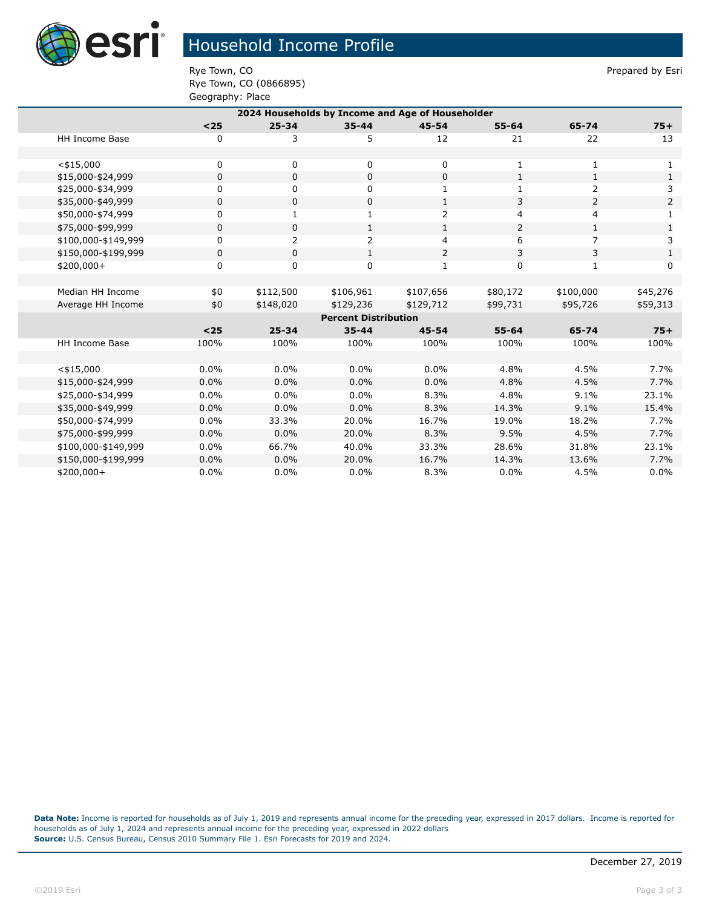# Household Income Profile

Rye Town, CO
Rye Town, CO (0866895)
Geography: Place

Prepared by Esri

| 2024 Households by Income and Age of Householder | | | | | | | |
|---|---|---|---|---|---|---|---|
| | **<25** | **25-34** | **35-44** | **45-54** | **55-64** | **65-74** | **75+** |
| HH Income Base | 0 | 3 | 5 | 12 | 21 | 22 | 13 |
| | | | | | | | |
| <$15,000 | 0 | 0 | 0 | 0 | 1 | 1 | 1 |
| $15,000-$24,999 | 0 | 0 | 0 | 0 | 1 | 1 | 1 |
| $25,000-$34,999 | 0 | 0 | 0 | 1 | 1 | 2 | 3 |
| $35,000-$49,999 | 0 | 0 | 0 | 1 | 3 | 2 | 2 |
| $50,000-$74,999 | 0 | 1 | 1 | 2 | 4 | 4 | 1 |
| $75,000-$99,999 | 0 | 0 | 1 | 1 | 2 | 1 | 1 |
| $100,000-$149,999 | 0 | 2 | 2 | 4 | 6 | 7 | 3 |
| $150,000-$199,999 | 0 | 0 | 1 | 2 | 3 | 3 | 1 |
| $200,000+ | 0 | 0 | 0 | 1 | 0 | 1 | 0 |
| | | | | | | | |
| Median HH Income | $0 | $112,500 | $106,961 | $107,656 | $80,172 | $100,000 | $45,276 |
| Average HH Income | $0 | $148,020 | $129,236 | $129,712 | $99,731 | $95,726 | $59,313 |
| **Percent Distribution** | | | | | | | |
| | **<25** | **25-34** | **35-44** | **45-54** | **55-64** | **65-74** | **75+** |
| HH Income Base | 100% | 100% | 100% | 100% | 100% | 100% | 100% |
| | | | | | | | |
| <$15,000 | 0.0% | 0.0% | 0.0% | 0.0% | 4.8% | 4.5% | 7.7% |
| $15,000-$24,999 | 0.0% | 0.0% | 0.0% | 0.0% | 4.8% | 4.5% | 7.7% |
| $25,000-$34,999 | 0.0% | 0.0% | 0.0% | 8.3% | 4.8% | 9.1% | 23.1% |
| $35,000-$49,999 | 0.0% | 0.0% | 0.0% | 8.3% | 14.3% | 9.1% | 15.4% |
| $50,000-$74,999 | 0.0% | 33.3% | 20.0% | 16.7% | 19.0% | 18.2% | 7.7% |
| $75,000-$99,999 | 0.0% | 0.0% | 20.0% | 8.3% | 9.5% | 4.5% | 7.7% |
| $100,000-$149,999 | 0.0% | 66.7% | 40.0% | 33.3% | 28.6% | 31.8% | 23.1% |
| $150,000-$199,999 | 0.0% | 0.0% | 20.0% | 16.7% | 14.3% | 13.6% | 7.7% |
| $200,000+ | 0.0% | 0.0% | 0.0% | 8.3% | 0.0% | 4.5% | 0.0% |

**Data Note:** Income is reported for households as of July 1, 2019 and represents annual income for the preceding year, expressed in 2017 dollars. Income is reported for households as of July 1, 2024 and represents annual income for the preceding year, expressed in 2022 dollars
**Source:** U.S. Census Bureau, Census 2010 Summary File 1. Esri Forecasts for 2019 and 2024.

December 27, 2019